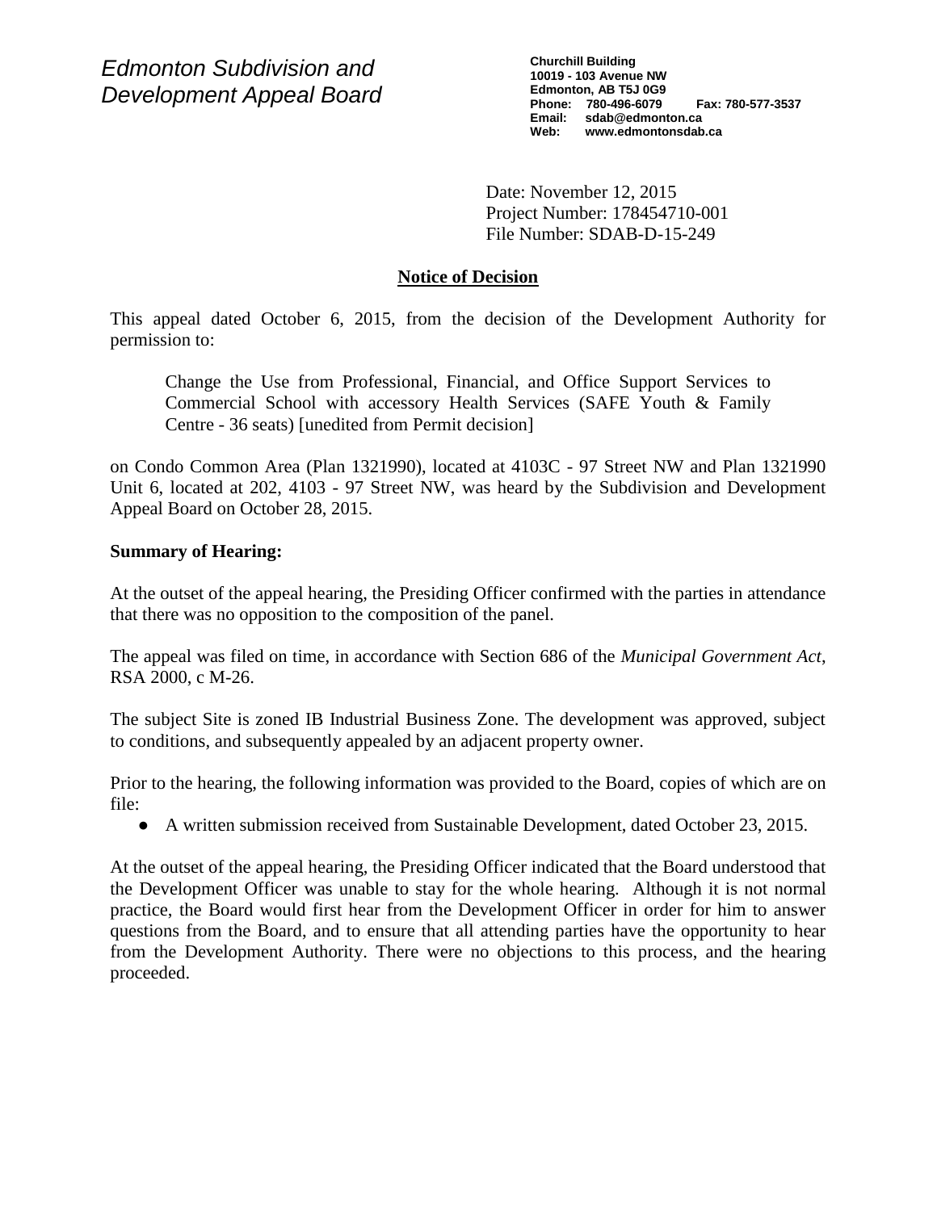*Edmonton Subdivision and Development Appeal Board*

**Churchill Building**
**10019 - 103 Avenue NW**
**Edmonton, AB T5J 0G9**
**Phone: 780-496-6079 Fax: 780-577-3537**
**Email: sdab@edmonton.ca**
**Web: www.edmontonsdab.ca**

Date: November 12, 2015
Project Number: 178454710-001
File Number: SDAB-D-15-249

## Notice of Decision

This appeal dated October 6, 2015, from the decision of the Development Authority for permission to:

> Change the Use from Professional, Financial, and Office Support Services to Commercial School with accessory Health Services (SAFE Youth & Family Centre - 36 seats) [unedited from Permit decision]

on Condo Common Area (Plan 1321990), located at 4103C - 97 Street NW and Plan 1321990 Unit 6, located at 202, 4103 - 97 Street NW, was heard by the Subdivision and Development Appeal Board on October 28, 2015.

**Summary of Hearing:**

At the outset of the appeal hearing, the Presiding Officer confirmed with the parties in attendance that there was no opposition to the composition of the panel.

The appeal was filed on time, in accordance with Section 686 of the *Municipal Government Act*, RSA 2000, c M-26.

The subject Site is zoned IB Industrial Business Zone. The development was approved, subject to conditions, and subsequently appealed by an adjacent property owner.

Prior to the hearing, the following information was provided to the Board, copies of which are on file:

- A written submission received from Sustainable Development, dated October 23, 2015.

At the outset of the appeal hearing, the Presiding Officer indicated that the Board understood that the Development Officer was unable to stay for the whole hearing. Although it is not normal practice, the Board would first hear from the Development Officer in order for him to answer questions from the Board, and to ensure that all attending parties have the opportunity to hear from the Development Authority. There were no objections to this process, and the hearing proceeded.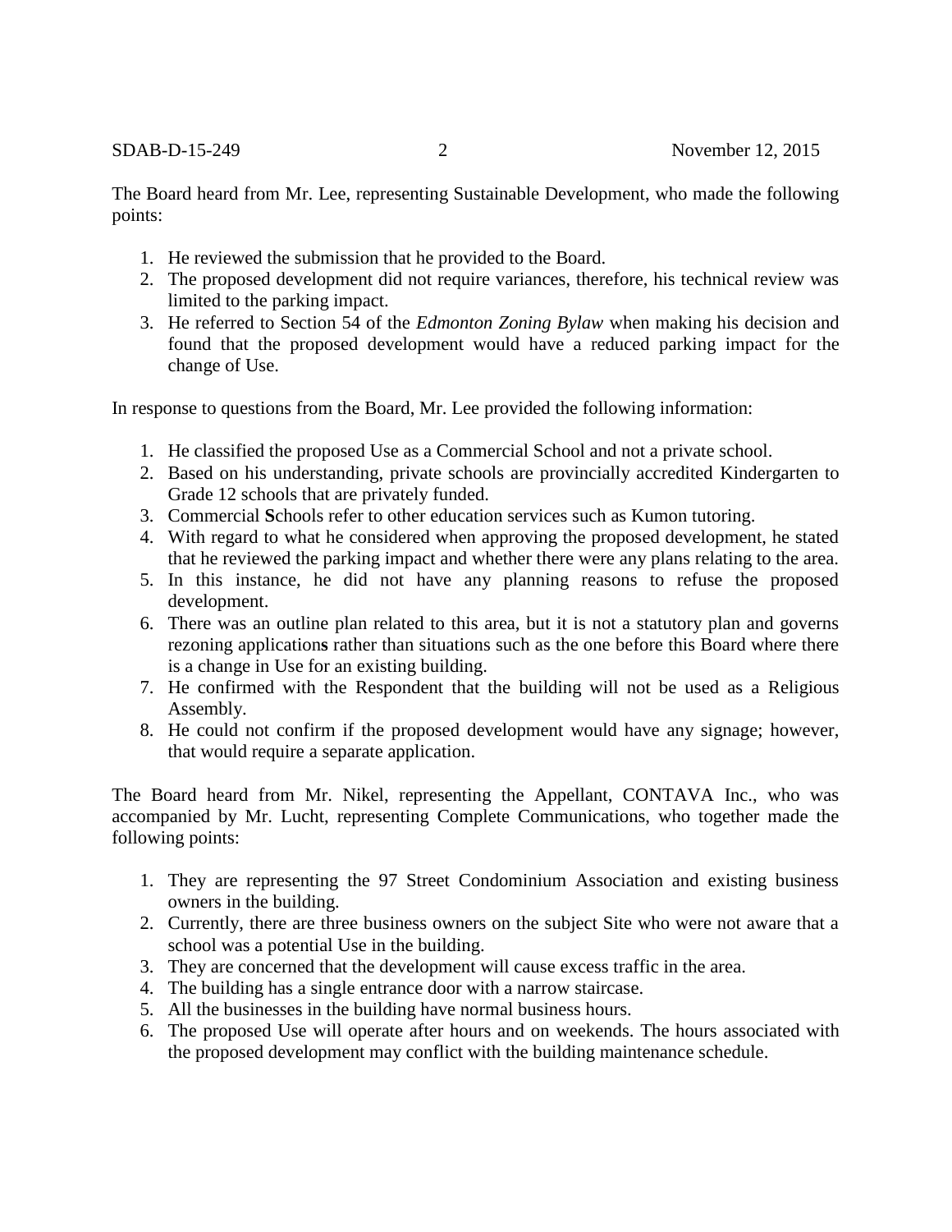The Board heard from Mr. Lee, representing Sustainable Development, who made the following points:

1. He reviewed the submission that he provided to the Board.
2. The proposed development did not require variances, therefore, his technical review was limited to the parking impact.
3. He referred to Section 54 of the *Edmonton Zoning Bylaw* when making his decision and found that the proposed development would have a reduced parking impact for the change of Use.

In response to questions from the Board, Mr. Lee provided the following information:

1. He classified the proposed Use as a Commercial School and not a private school.
2. Based on his understanding, private schools are provincially accredited Kindergarten to Grade 12 schools that are privately funded.
3. Commercial **S**chools refer to other education services such as Kumon tutoring.
4. With regard to what he considered when approving the proposed development, he stated that he reviewed the parking impact and whether there were any plans relating to the area.
5. In this instance, he did not have any planning reasons to refuse the proposed development.
6. There was an outline plan related to this area, but it is not a statutory plan and governs rezoning application**s** rather than situations such as the one before this Board where there is a change in Use for an existing building.
7. He confirmed with the Respondent that the building will not be used as a Religious Assembly.
8. He could not confirm if the proposed development would have any signage; however, that would require a separate application.

The Board heard from Mr. Nikel, representing the Appellant, CONTAVA Inc., who was accompanied by Mr. Lucht, representing Complete Communications, who together made the following points:

1. They are representing the 97 Street Condominium Association and existing business owners in the building.
2. Currently, there are three business owners on the subject Site who were not aware that a school was a potential Use in the building.
3. They are concerned that the development will cause excess traffic in the area.
4. The building has a single entrance door with a narrow staircase.
5. All the businesses in the building have normal business hours.
6. The proposed Use will operate after hours and on weekends. The hours associated with the proposed development may conflict with the building maintenance schedule.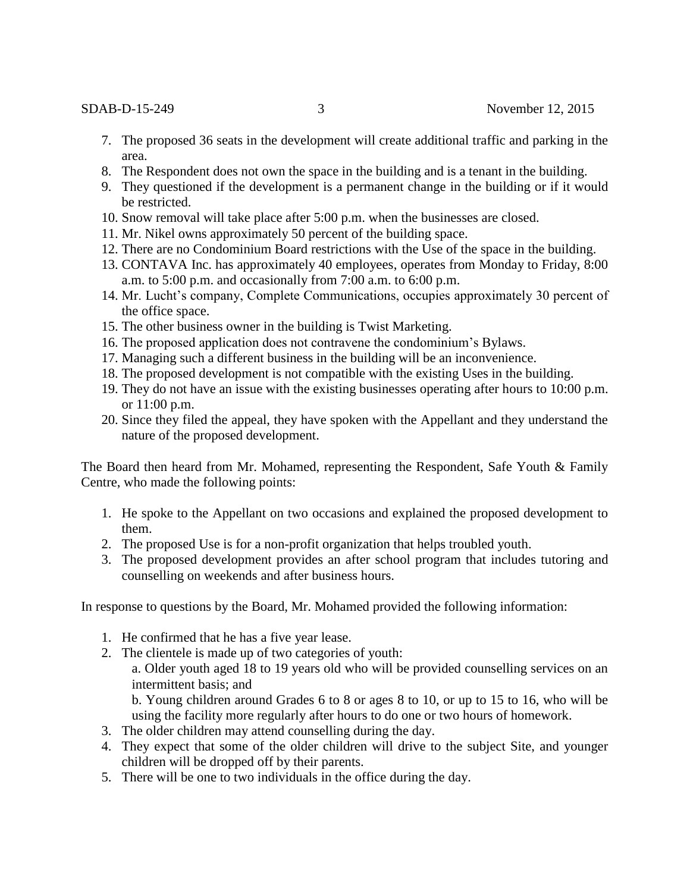7. The proposed 36 seats in the development will create additional traffic and parking in the area.
8. The Respondent does not own the space in the building and is a tenant in the building.
9. They questioned if the development is a permanent change in the building or if it would be restricted.
10. Snow removal will take place after 5:00 p.m. when the businesses are closed.
11. Mr. Nikel owns approximately 50 percent of the building space.
12. There are no Condominium Board restrictions with the Use of the space in the building.
13. CONTAVA Inc. has approximately 40 employees, operates from Monday to Friday, 8:00 a.m. to 5:00 p.m. and occasionally from 7:00 a.m. to 6:00 p.m.
14. Mr. Lucht's company, Complete Communications, occupies approximately 30 percent of the office space.
15. The other business owner in the building is Twist Marketing.
16. The proposed application does not contravene the condominium's Bylaws.
17. Managing such a different business in the building will be an inconvenience.
18. The proposed development is not compatible with the existing Uses in the building.
19. They do not have an issue with the existing businesses operating after hours to 10:00 p.m. or 11:00 p.m.
20. Since they filed the appeal, they have spoken with the Appellant and they understand the nature of the proposed development.

The Board then heard from Mr. Mohamed, representing the Respondent, Safe Youth & Family Centre, who made the following points:

1. He spoke to the Appellant on two occasions and explained the proposed development to them.
2. The proposed Use is for a non-profit organization that helps troubled youth.
3. The proposed development provides an after school program that includes tutoring and counselling on weekends and after business hours.

In response to questions by the Board, Mr. Mohamed provided the following information:

1. He confirmed that he has a five year lease.
2. The clientele is made up of two categories of youth:
   a. Older youth aged 18 to 19 years old who will be provided counselling services on an intermittent basis; and
   b. Young children around Grades 6 to 8 or ages 8 to 10, or up to 15 to 16, who will be using the facility more regularly after hours to do one or two hours of homework.
3. The older children may attend counselling during the day.
4. They expect that some of the older children will drive to the subject Site, and younger children will be dropped off by their parents.
5. There will be one to two individuals in the office during the day.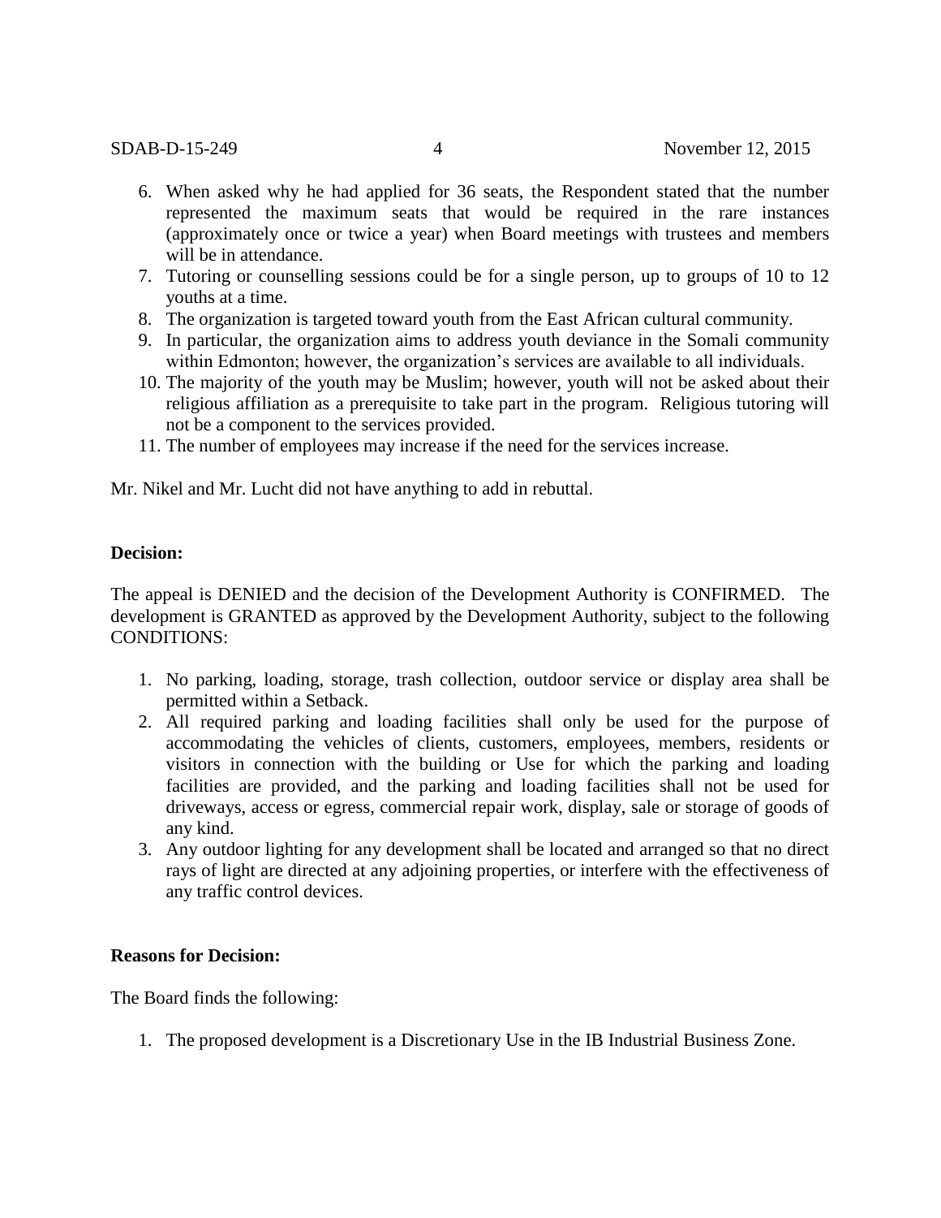6. When asked why he had applied for 36 seats, the Respondent stated that the number represented the maximum seats that would be required in the rare instances (approximately once or twice a year) when Board meetings with trustees and members will be in attendance.
7. Tutoring or counselling sessions could be for a single person, up to groups of 10 to 12 youths at a time.
8. The organization is targeted toward youth from the East African cultural community.
9. In particular, the organization aims to address youth deviance in the Somali community within Edmonton; however, the organization's services are available to all individuals.
10. The majority of the youth may be Muslim; however, youth will not be asked about their religious affiliation as a prerequisite to take part in the program. Religious tutoring will not be a component to the services provided.
11. The number of employees may increase if the need for the services increase.

Mr. Nikel and Mr. Lucht did not have anything to add in rebuttal.

**Decision:**

The appeal is DENIED and the decision of the Development Authority is CONFIRMED. The development is GRANTED as approved by the Development Authority, subject to the following CONDITIONS:

1. No parking, loading, storage, trash collection, outdoor service or display area shall be permitted within a Setback.
2. All required parking and loading facilities shall only be used for the purpose of accommodating the vehicles of clients, customers, employees, members, residents or visitors in connection with the building or Use for which the parking and loading facilities are provided, and the parking and loading facilities shall not be used for driveways, access or egress, commercial repair work, display, sale or storage of goods of any kind.
3. Any outdoor lighting for any development shall be located and arranged so that no direct rays of light are directed at any adjoining properties, or interfere with the effectiveness of any traffic control devices.

**Reasons for Decision:**

The Board finds the following:

1. The proposed development is a Discretionary Use in the IB Industrial Business Zone.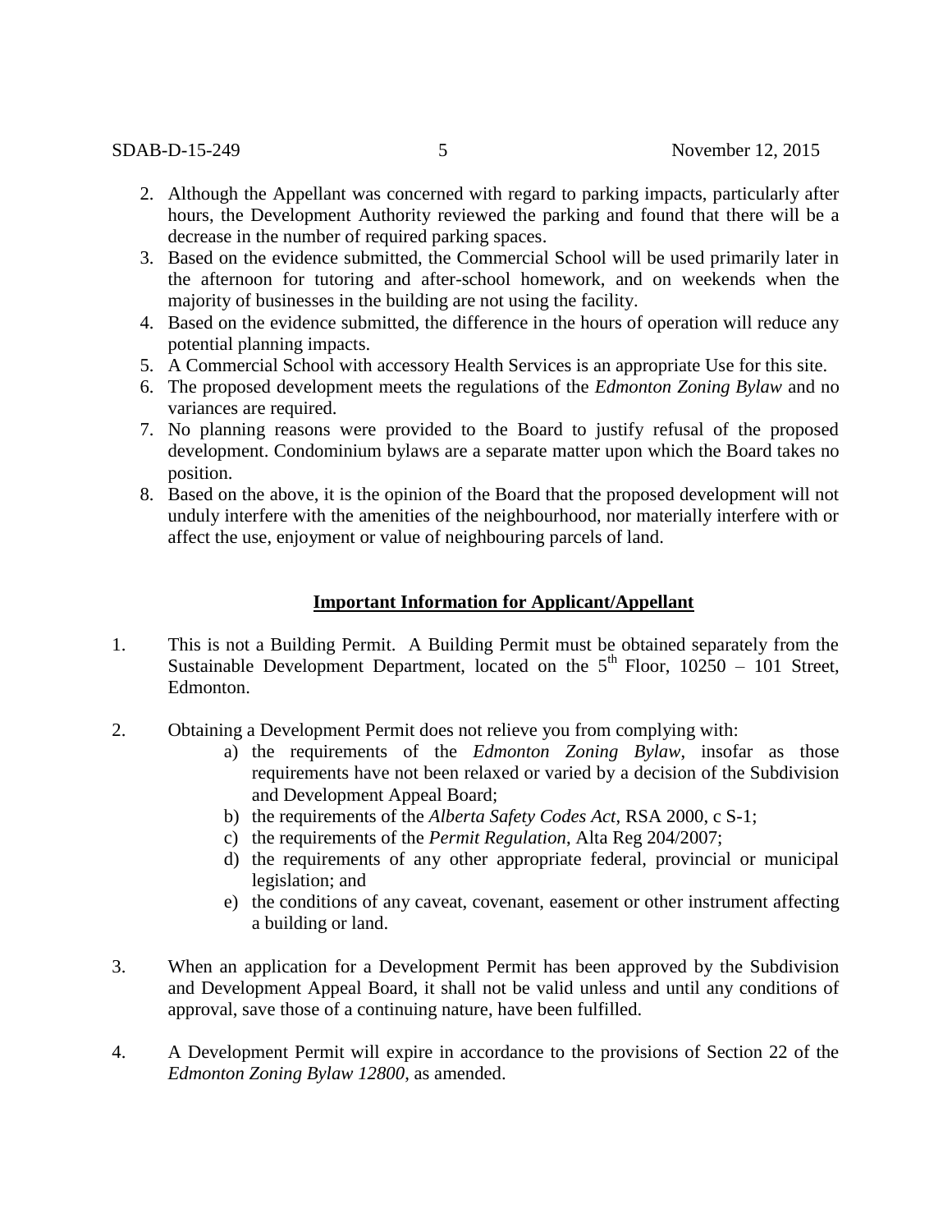2. Although the Appellant was concerned with regard to parking impacts, particularly after hours, the Development Authority reviewed the parking and found that there will be a decrease in the number of required parking spaces.
3. Based on the evidence submitted, the Commercial School will be used primarily later in the afternoon for tutoring and after-school homework, and on weekends when the majority of businesses in the building are not using the facility.
4. Based on the evidence submitted, the difference in the hours of operation will reduce any potential planning impacts.
5. A Commercial School with accessory Health Services is an appropriate Use for this site.
6. The proposed development meets the regulations of the *Edmonton Zoning Bylaw* and no variances are required.
7. No planning reasons were provided to the Board to justify refusal of the proposed development. Condominium bylaws are a separate matter upon which the Board takes no position.
8. Based on the above, it is the opinion of the Board that the proposed development will not unduly interfere with the amenities of the neighbourhood, nor materially interfere with or affect the use, enjoyment or value of neighbouring parcels of land.

## **Important Information for Applicant/Appellant**

1. This is not a Building Permit. A Building Permit must be obtained separately from the Sustainable Development Department, located on the 5th Floor, 10250 – 101 Street, Edmonton.

2. Obtaining a Development Permit does not relieve you from complying with:
   a) the requirements of the *Edmonton Zoning Bylaw*, insofar as those requirements have not been relaxed or varied by a decision of the Subdivision and Development Appeal Board;
   b) the requirements of the *Alberta Safety Codes Act*, RSA 2000, c S-1;
   c) the requirements of the *Permit Regulation*, Alta Reg 204/2007;
   d) the requirements of any other appropriate federal, provincial or municipal legislation; and
   e) the conditions of any caveat, covenant, easement or other instrument affecting a building or land.

3. When an application for a Development Permit has been approved by the Subdivision and Development Appeal Board, it shall not be valid unless and until any conditions of approval, save those of a continuing nature, have been fulfilled.

4. A Development Permit will expire in accordance to the provisions of Section 22 of the *Edmonton Zoning Bylaw 12800*, as amended.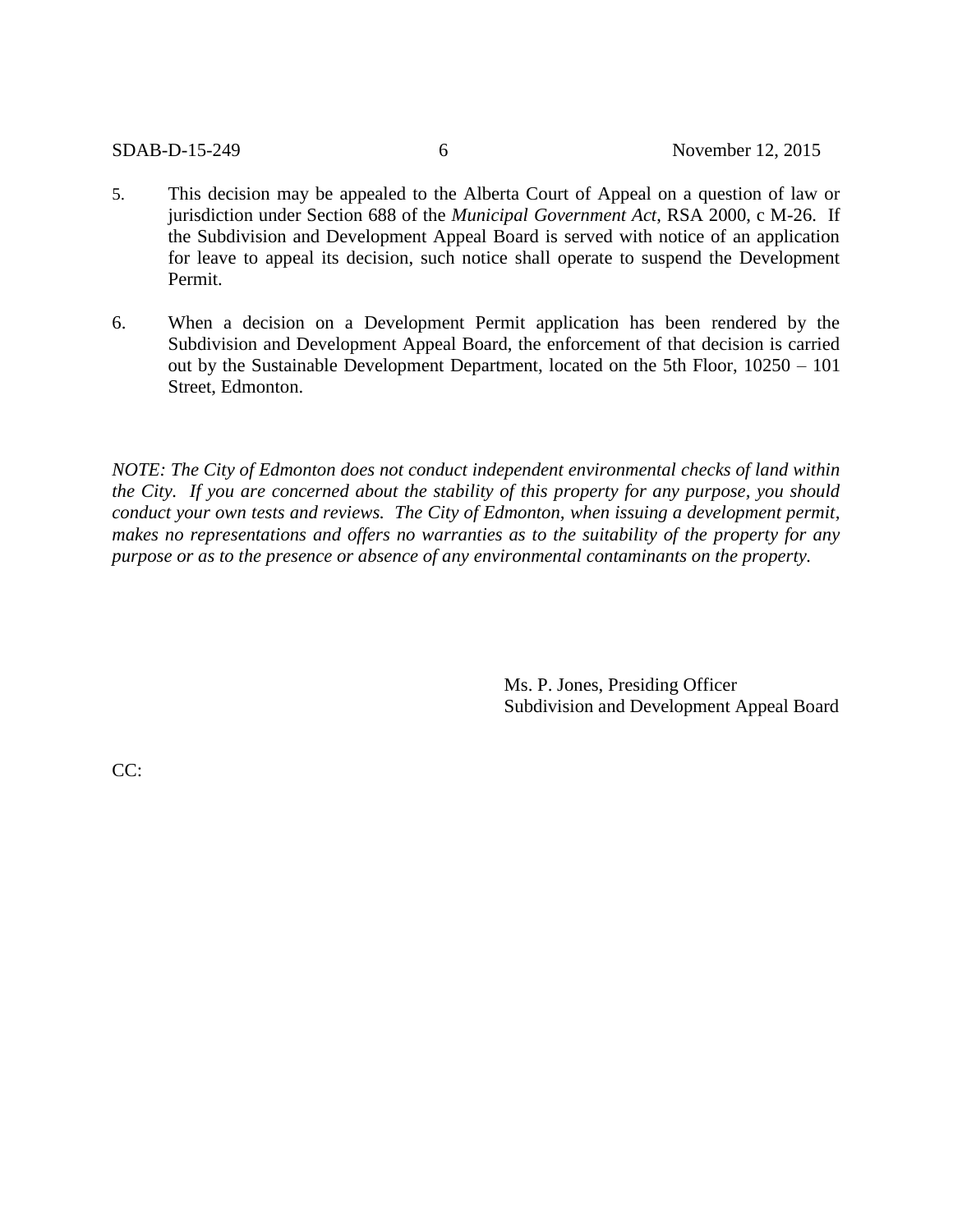5. This decision may be appealed to the Alberta Court of Appeal on a question of law or jurisdiction under Section 688 of the *Municipal Government Act*, RSA 2000, c M-26. If the Subdivision and Development Appeal Board is served with notice of an application for leave to appeal its decision, such notice shall operate to suspend the Development Permit.

6. When a decision on a Development Permit application has been rendered by the Subdivision and Development Appeal Board, the enforcement of that decision is carried out by the Sustainable Development Department, located on the 5th Floor, 10250 – 101 Street, Edmonton.

*NOTE: The City of Edmonton does not conduct independent environmental checks of land within the City. If you are concerned about the stability of this property for any purpose, you should conduct your own tests and reviews. The City of Edmonton, when issuing a development permit, makes no representations and offers no warranties as to the suitability of the property for any purpose or as to the presence or absence of any environmental contaminants on the property.*

Ms. P. Jones, Presiding Officer
Subdivision and Development Appeal Board

CC: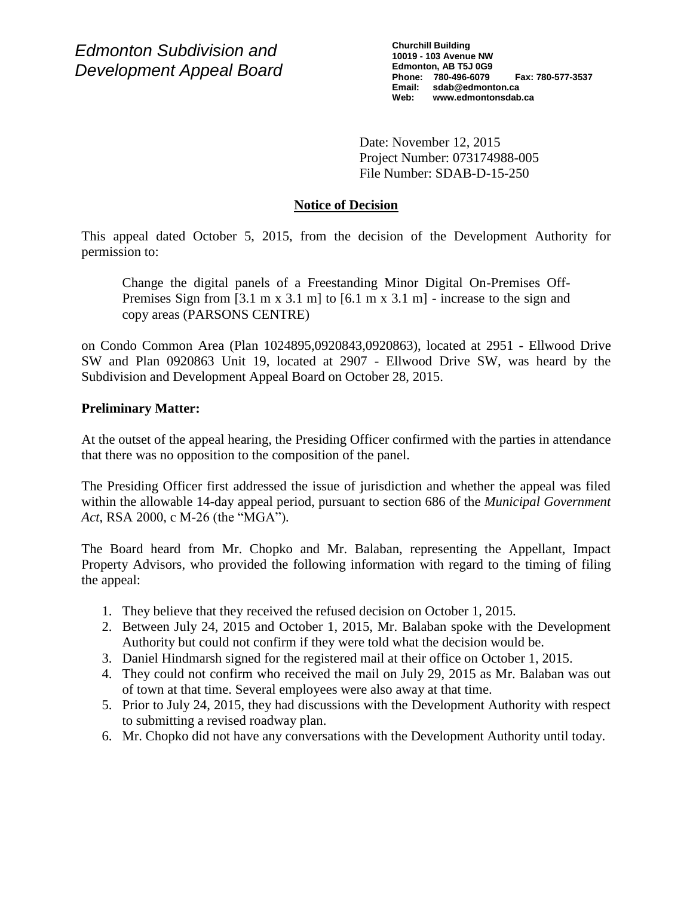*Edmonton Subdivision and Development Appeal Board*

**Churchill Building**
**10019 - 103 Avenue NW**
**Edmonton, AB T5J 0G9**
**Phone: 780-496-6079 Fax: 780-577-3537**
**Email: sdab@edmonton.ca**
**Web: www.edmontonsdab.ca**

Date: November 12, 2015
Project Number: 073174988-005
File Number: SDAB-D-15-250

## Notice of Decision

This appeal dated October 5, 2015, from the decision of the Development Authority for permission to:

> Change the digital panels of a Freestanding Minor Digital On-Premises Off-Premises Sign from [3.1 m x 3.1 m] to [6.1 m x 3.1 m] - increase to the sign and copy areas (PARSONS CENTRE)

on Condo Common Area (Plan 1024895,0920843,0920863), located at 2951 - Ellwood Drive SW and Plan 0920863 Unit 19, located at 2907 - Ellwood Drive SW, was heard by the Subdivision and Development Appeal Board on October 28, 2015.

**Preliminary Matter:**

At the outset of the appeal hearing, the Presiding Officer confirmed with the parties in attendance that there was no opposition to the composition of the panel.

The Presiding Officer first addressed the issue of jurisdiction and whether the appeal was filed within the allowable 14-day appeal period, pursuant to section 686 of the *Municipal Government Act*, RSA 2000, c M-26 (the "MGA").

The Board heard from Mr. Chopko and Mr. Balaban, representing the Appellant, Impact Property Advisors, who provided the following information with regard to the timing of filing the appeal:

1. They believe that they received the refused decision on October 1, 2015.
2. Between July 24, 2015 and October 1, 2015, Mr. Balaban spoke with the Development Authority but could not confirm if they were told what the decision would be.
3. Daniel Hindmarsh signed for the registered mail at their office on October 1, 2015.
4. They could not confirm who received the mail on July 29, 2015 as Mr. Balaban was out of town at that time. Several employees were also away at that time.
5. Prior to July 24, 2015, they had discussions with the Development Authority with respect to submitting a revised roadway plan.
6. Mr. Chopko did not have any conversations with the Development Authority until today.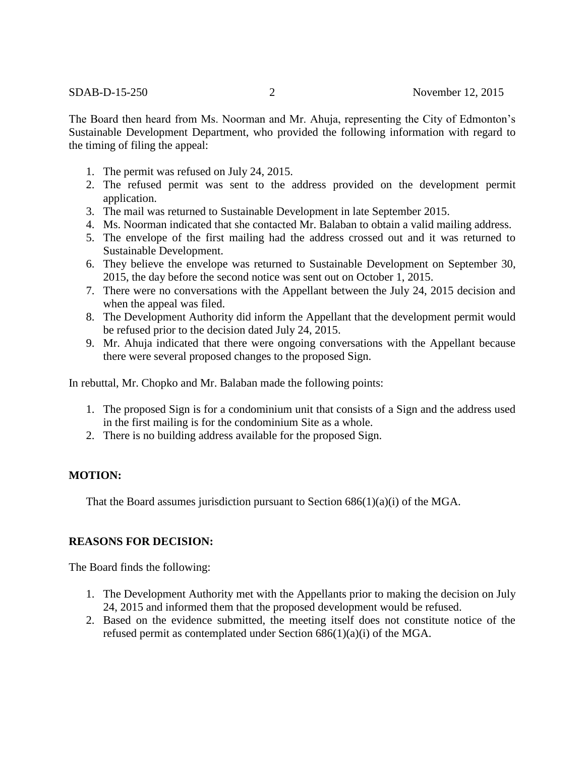The Board then heard from Ms. Noorman and Mr. Ahuja, representing the City of Edmonton's Sustainable Development Department, who provided the following information with regard to the timing of filing the appeal:

1. The permit was refused on July 24, 2015.
2. The refused permit was sent to the address provided on the development permit application.
3. The mail was returned to Sustainable Development in late September 2015.
4. Ms. Noorman indicated that she contacted Mr. Balaban to obtain a valid mailing address.
5. The envelope of the first mailing had the address crossed out and it was returned to Sustainable Development.
6. They believe the envelope was returned to Sustainable Development on September 30, 2015, the day before the second notice was sent out on October 1, 2015.
7. There were no conversations with the Appellant between the July 24, 2015 decision and when the appeal was filed.
8. The Development Authority did inform the Appellant that the development permit would be refused prior to the decision dated July 24, 2015.
9. Mr. Ahuja indicated that there were ongoing conversations with the Appellant because there were several proposed changes to the proposed Sign.

In rebuttal, Mr. Chopko and Mr. Balaban made the following points:

1. The proposed Sign is for a condominium unit that consists of a Sign and the address used in the first mailing is for the condominium Site as a whole.
2. There is no building address available for the proposed Sign.

**MOTION:**

That the Board assumes jurisdiction pursuant to Section 686(1)(a)(i) of the MGA.

**REASONS FOR DECISION:**

The Board finds the following:

1. The Development Authority met with the Appellants prior to making the decision on July 24, 2015 and informed them that the proposed development would be refused.
2. Based on the evidence submitted, the meeting itself does not constitute notice of the refused permit as contemplated under Section 686(1)(a)(i) of the MGA.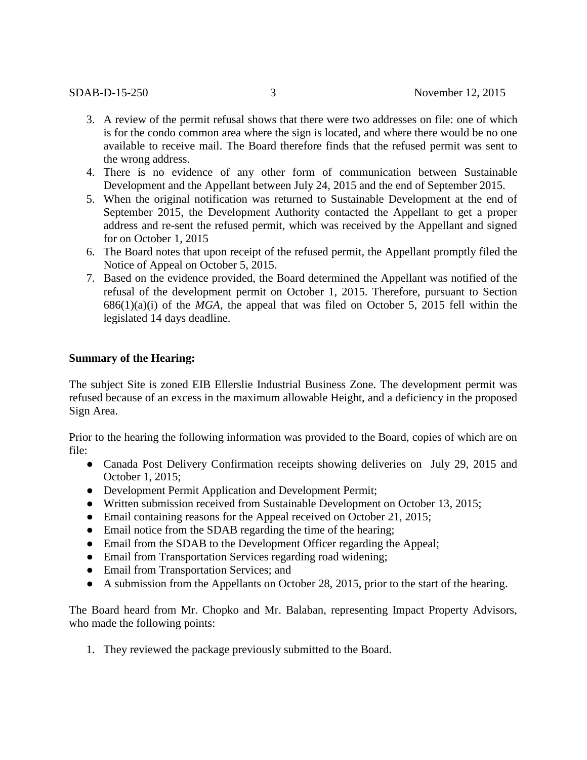3. A review of the permit refusal shows that there were two addresses on file: one of which is for the condo common area where the sign is located, and where there would be no one available to receive mail. The Board therefore finds that the refused permit was sent to the wrong address.
4. There is no evidence of any other form of communication between Sustainable Development and the Appellant between July 24, 2015 and the end of September 2015.
5. When the original notification was returned to Sustainable Development at the end of September 2015, the Development Authority contacted the Appellant to get a proper address and re-sent the refused permit, which was received by the Appellant and signed for on October 1, 2015
6. The Board notes that upon receipt of the refused permit, the Appellant promptly filed the Notice of Appeal on October 5, 2015.
7. Based on the evidence provided, the Board determined the Appellant was notified of the refusal of the development permit on October 1, 2015. Therefore, pursuant to Section 686(1)(a)(i) of the *MGA*, the appeal that was filed on October 5, 2015 fell within the legislated 14 days deadline.

**Summary of the Hearing:**

The subject Site is zoned EIB Ellerslie Industrial Business Zone. The development permit was refused because of an excess in the maximum allowable Height, and a deficiency in the proposed Sign Area.

Prior to the hearing the following information was provided to the Board, copies of which are on file:

- Canada Post Delivery Confirmation receipts showing deliveries on July 29, 2015 and October 1, 2015;
- Development Permit Application and Development Permit;
- Written submission received from Sustainable Development on October 13, 2015;
- Email containing reasons for the Appeal received on October 21, 2015;
- Email notice from the SDAB regarding the time of the hearing;
- Email from the SDAB to the Development Officer regarding the Appeal;
- Email from Transportation Services regarding road widening;
- Email from Transportation Services; and
- A submission from the Appellants on October 28, 2015, prior to the start of the hearing.

The Board heard from Mr. Chopko and Mr. Balaban, representing Impact Property Advisors, who made the following points:

1. They reviewed the package previously submitted to the Board.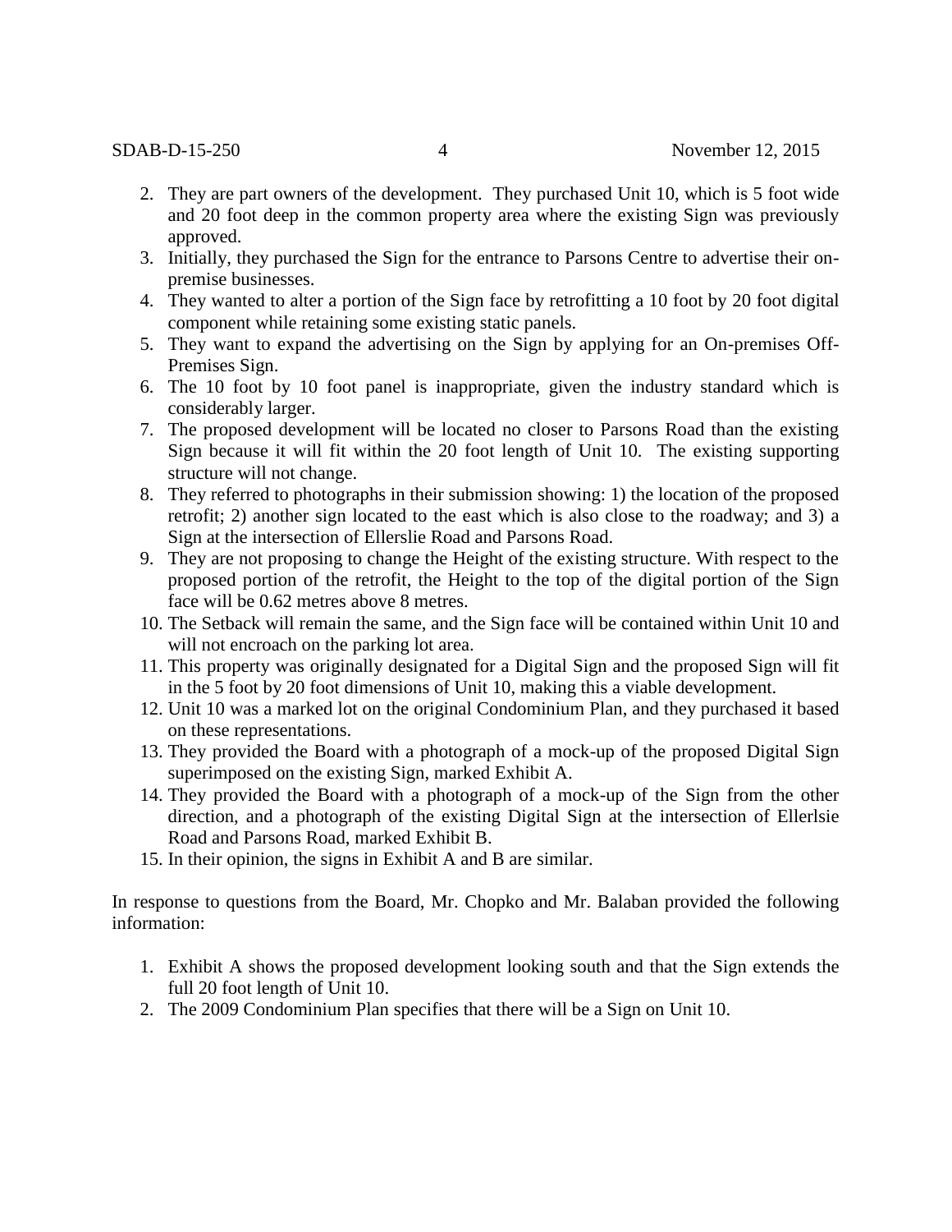2. They are part owners of the development. They purchased Unit 10, which is 5 foot wide and 20 foot deep in the common property area where the existing Sign was previously approved.
3. Initially, they purchased the Sign for the entrance to Parsons Centre to advertise their on-premise businesses.
4. They wanted to alter a portion of the Sign face by retrofitting a 10 foot by 20 foot digital component while retaining some existing static panels.
5. They want to expand the advertising on the Sign by applying for an On-premises Off-Premises Sign.
6. The 10 foot by 10 foot panel is inappropriate, given the industry standard which is considerably larger.
7. The proposed development will be located no closer to Parsons Road than the existing Sign because it will fit within the 20 foot length of Unit 10. The existing supporting structure will not change.
8. They referred to photographs in their submission showing: 1) the location of the proposed retrofit; 2) another sign located to the east which is also close to the roadway; and 3) a Sign at the intersection of Ellerslie Road and Parsons Road.
9. They are not proposing to change the Height of the existing structure. With respect to the proposed portion of the retrofit, the Height to the top of the digital portion of the Sign face will be 0.62 metres above 8 metres.
10. The Setback will remain the same, and the Sign face will be contained within Unit 10 and will not encroach on the parking lot area.
11. This property was originally designated for a Digital Sign and the proposed Sign will fit in the 5 foot by 20 foot dimensions of Unit 10, making this a viable development.
12. Unit 10 was a marked lot on the original Condominium Plan, and they purchased it based on these representations.
13. They provided the Board with a photograph of a mock-up of the proposed Digital Sign superimposed on the existing Sign, marked Exhibit A.
14. They provided the Board with a photograph of a mock-up of the Sign from the other direction, and a photograph of the existing Digital Sign at the intersection of Ellerlsie Road and Parsons Road, marked Exhibit B.
15. In their opinion, the signs in Exhibit A and B are similar.

In response to questions from the Board, Mr. Chopko and Mr. Balaban provided the following information:

1. Exhibit A shows the proposed development looking south and that the Sign extends the full 20 foot length of Unit 10.
2. The 2009 Condominium Plan specifies that there will be a Sign on Unit 10.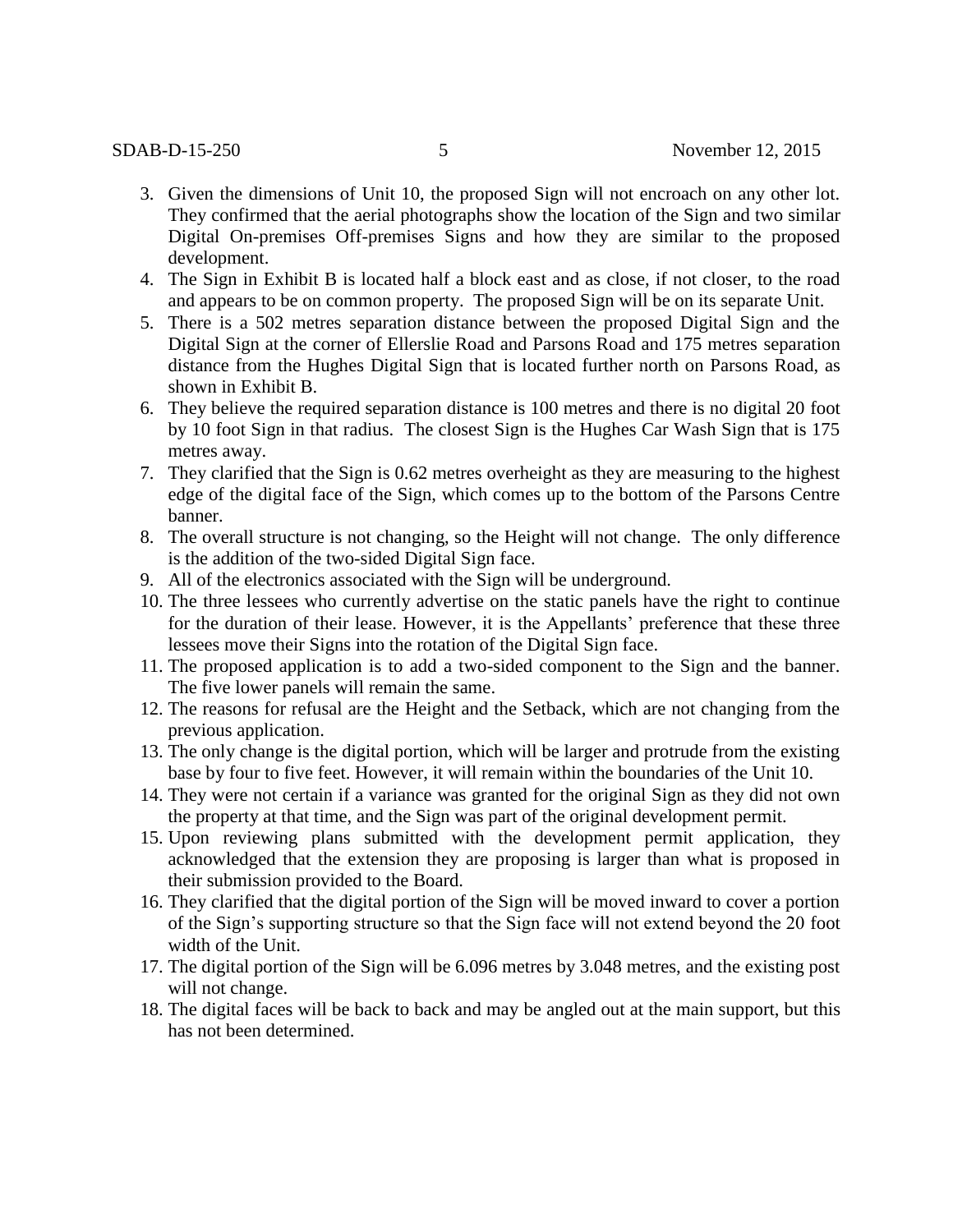3. Given the dimensions of Unit 10, the proposed Sign will not encroach on any other lot. They confirmed that the aerial photographs show the location of the Sign and two similar Digital On-premises Off-premises Signs and how they are similar to the proposed development.
4. The Sign in Exhibit B is located half a block east and as close, if not closer, to the road and appears to be on common property. The proposed Sign will be on its separate Unit.
5. There is a 502 metres separation distance between the proposed Digital Sign and the Digital Sign at the corner of Ellerslie Road and Parsons Road and 175 metres separation distance from the Hughes Digital Sign that is located further north on Parsons Road, as shown in Exhibit B.
6. They believe the required separation distance is 100 metres and there is no digital 20 foot by 10 foot Sign in that radius. The closest Sign is the Hughes Car Wash Sign that is 175 metres away.
7. They clarified that the Sign is 0.62 metres overheight as they are measuring to the highest edge of the digital face of the Sign, which comes up to the bottom of the Parsons Centre banner.
8. The overall structure is not changing, so the Height will not change. The only difference is the addition of the two-sided Digital Sign face.
9. All of the electronics associated with the Sign will be underground.
10. The three lessees who currently advertise on the static panels have the right to continue for the duration of their lease. However, it is the Appellants' preference that these three lessees move their Signs into the rotation of the Digital Sign face.
11. The proposed application is to add a two-sided component to the Sign and the banner. The five lower panels will remain the same.
12. The reasons for refusal are the Height and the Setback, which are not changing from the previous application.
13. The only change is the digital portion, which will be larger and protrude from the existing base by four to five feet. However, it will remain within the boundaries of the Unit 10.
14. They were not certain if a variance was granted for the original Sign as they did not own the property at that time, and the Sign was part of the original development permit.
15. Upon reviewing plans submitted with the development permit application, they acknowledged that the extension they are proposing is larger than what is proposed in their submission provided to the Board.
16. They clarified that the digital portion of the Sign will be moved inward to cover a portion of the Sign's supporting structure so that the Sign face will not extend beyond the 20 foot width of the Unit.
17. The digital portion of the Sign will be 6.096 metres by 3.048 metres, and the existing post will not change.
18. The digital faces will be back to back and may be angled out at the main support, but this has not been determined.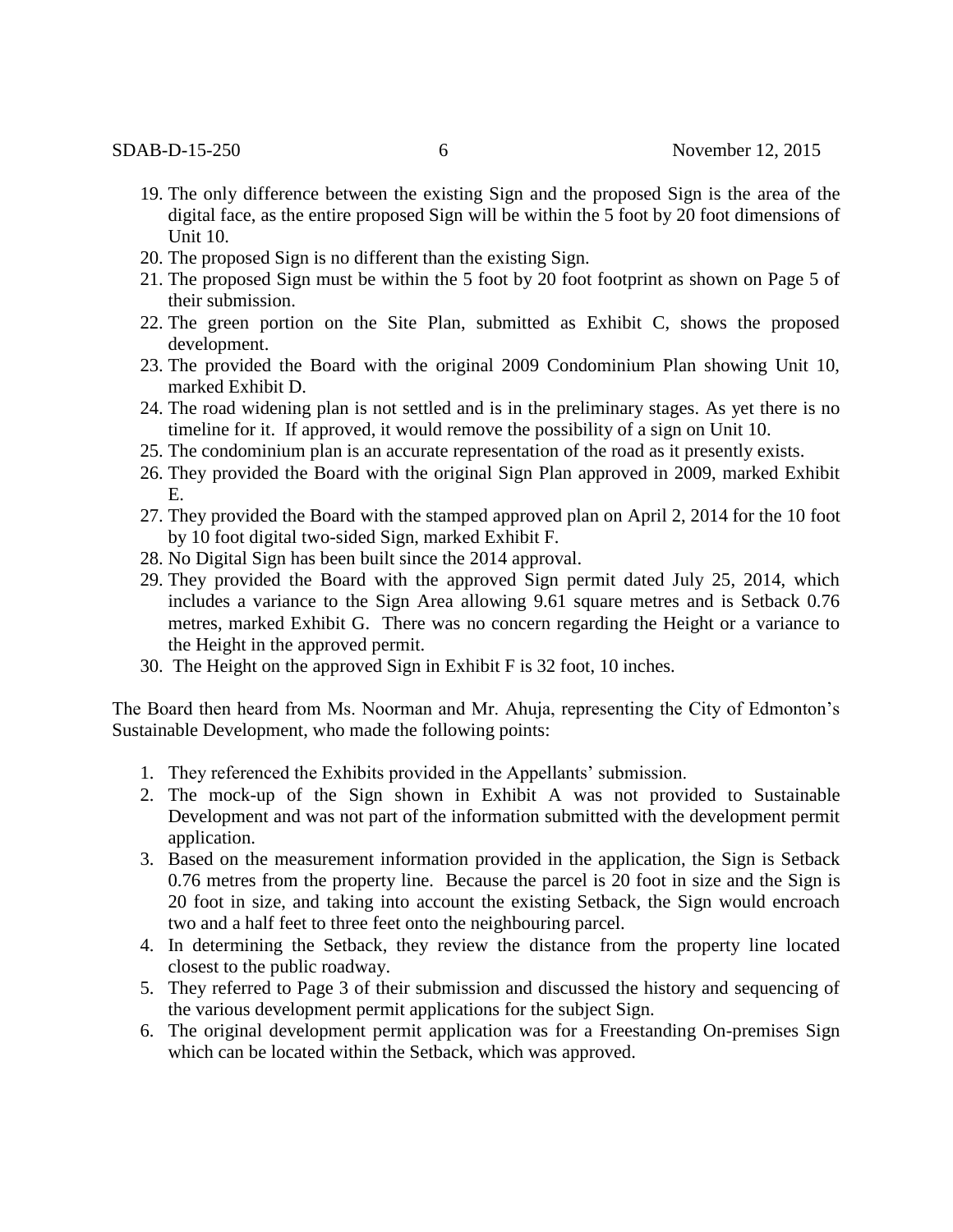19. The only difference between the existing Sign and the proposed Sign is the area of the digital face, as the entire proposed Sign will be within the 5 foot by 20 foot dimensions of Unit 10.
20. The proposed Sign is no different than the existing Sign.
21. The proposed Sign must be within the 5 foot by 20 foot footprint as shown on Page 5 of their submission.
22. The green portion on the Site Plan, submitted as Exhibit C, shows the proposed development.
23. The provided the Board with the original 2009 Condominium Plan showing Unit 10, marked Exhibit D.
24. The road widening plan is not settled and is in the preliminary stages. As yet there is no timeline for it. If approved, it would remove the possibility of a sign on Unit 10.
25. The condominium plan is an accurate representation of the road as it presently exists.
26. They provided the Board with the original Sign Plan approved in 2009, marked Exhibit E.
27. They provided the Board with the stamped approved plan on April 2, 2014 for the 10 foot by 10 foot digital two-sided Sign, marked Exhibit F.
28. No Digital Sign has been built since the 2014 approval.
29. They provided the Board with the approved Sign permit dated July 25, 2014, which includes a variance to the Sign Area allowing 9.61 square metres and is Setback 0.76 metres, marked Exhibit G. There was no concern regarding the Height or a variance to the Height in the approved permit.
30. The Height on the approved Sign in Exhibit F is 32 foot, 10 inches.

The Board then heard from Ms. Noorman and Mr. Ahuja, representing the City of Edmonton's Sustainable Development, who made the following points:

1. They referenced the Exhibits provided in the Appellants' submission.
2. The mock-up of the Sign shown in Exhibit A was not provided to Sustainable Development and was not part of the information submitted with the development permit application.
3. Based on the measurement information provided in the application, the Sign is Setback 0.76 metres from the property line. Because the parcel is 20 foot in size and the Sign is 20 foot in size, and taking into account the existing Setback, the Sign would encroach two and a half feet to three feet onto the neighbouring parcel.
4. In determining the Setback, they review the distance from the property line located closest to the public roadway.
5. They referred to Page 3 of their submission and discussed the history and sequencing of the various development permit applications for the subject Sign.
6. The original development permit application was for a Freestanding On-premises Sign which can be located within the Setback, which was approved.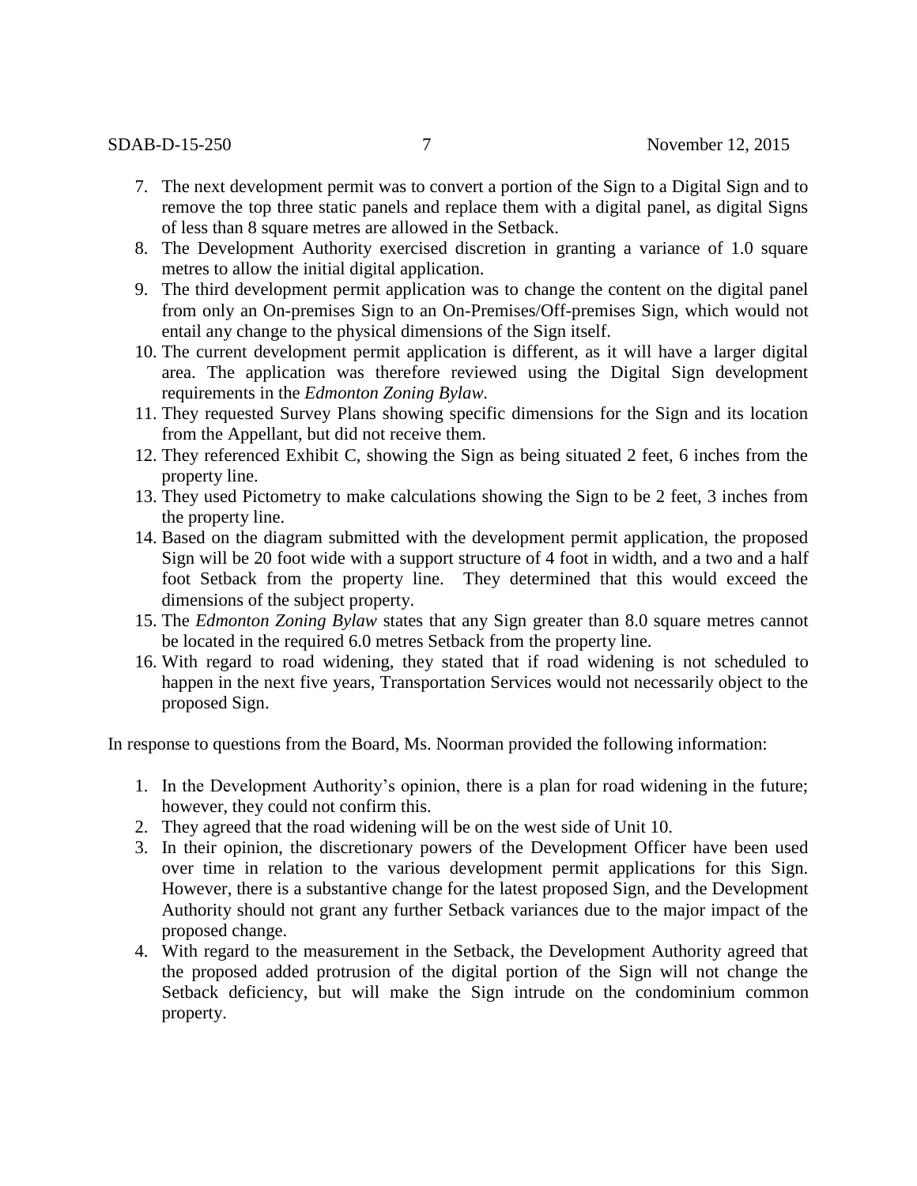7. The next development permit was to convert a portion of the Sign to a Digital Sign and to remove the top three static panels and replace them with a digital panel, as digital Signs of less than 8 square metres are allowed in the Setback.
8. The Development Authority exercised discretion in granting a variance of 1.0 square metres to allow the initial digital application.
9. The third development permit application was to change the content on the digital panel from only an On-premises Sign to an On-Premises/Off-premises Sign, which would not entail any change to the physical dimensions of the Sign itself.
10. The current development permit application is different, as it will have a larger digital area. The application was therefore reviewed using the Digital Sign development requirements in the *Edmonton Zoning Bylaw.*
11. They requested Survey Plans showing specific dimensions for the Sign and its location from the Appellant, but did not receive them.
12. They referenced Exhibit C, showing the Sign as being situated 2 feet, 6 inches from the property line.
13. They used Pictometry to make calculations showing the Sign to be 2 feet, 3 inches from the property line.
14. Based on the diagram submitted with the development permit application, the proposed Sign will be 20 foot wide with a support structure of 4 foot in width, and a two and a half foot Setback from the property line. They determined that this would exceed the dimensions of the subject property.
15. The *Edmonton Zoning Bylaw* states that any Sign greater than 8.0 square metres cannot be located in the required 6.0 metres Setback from the property line.
16. With regard to road widening, they stated that if road widening is not scheduled to happen in the next five years, Transportation Services would not necessarily object to the proposed Sign.

In response to questions from the Board, Ms. Noorman provided the following information:

1. In the Development Authority's opinion, there is a plan for road widening in the future; however, they could not confirm this.
2. They agreed that the road widening will be on the west side of Unit 10.
3. In their opinion, the discretionary powers of the Development Officer have been used over time in relation to the various development permit applications for this Sign. However, there is a substantive change for the latest proposed Sign, and the Development Authority should not grant any further Setback variances due to the major impact of the proposed change.
4. With regard to the measurement in the Setback, the Development Authority agreed that the proposed added protrusion of the digital portion of the Sign will not change the Setback deficiency, but will make the Sign intrude on the condominium common property.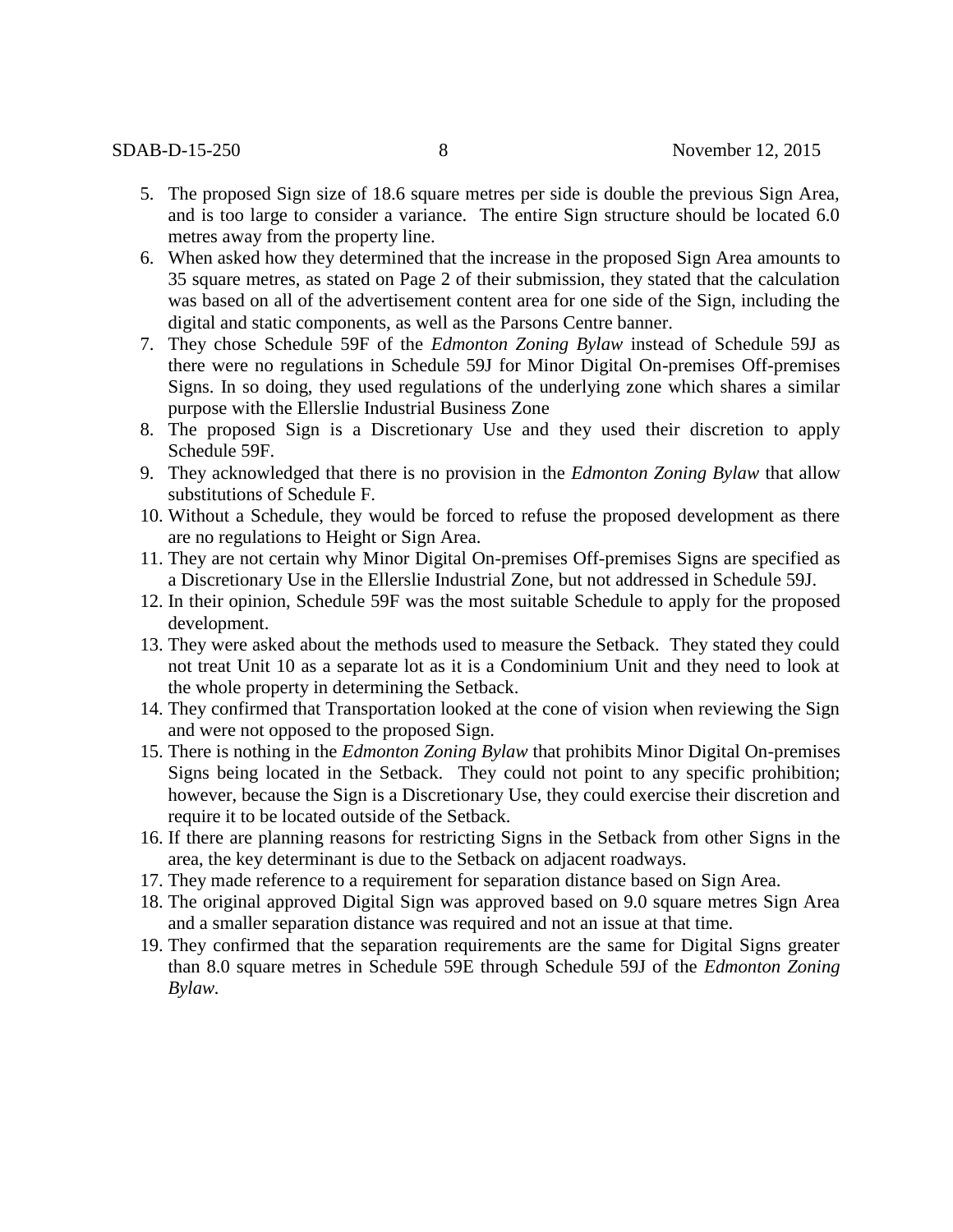5. The proposed Sign size of 18.6 square metres per side is double the previous Sign Area, and is too large to consider a variance. The entire Sign structure should be located 6.0 metres away from the property line.
6. When asked how they determined that the increase in the proposed Sign Area amounts to 35 square metres, as stated on Page 2 of their submission, they stated that the calculation was based on all of the advertisement content area for one side of the Sign, including the digital and static components, as well as the Parsons Centre banner.
7. They chose Schedule 59F of the *Edmonton Zoning Bylaw* instead of Schedule 59J as there were no regulations in Schedule 59J for Minor Digital On-premises Off-premises Signs. In so doing, they used regulations of the underlying zone which shares a similar purpose with the Ellerslie Industrial Business Zone
8. The proposed Sign is a Discretionary Use and they used their discretion to apply Schedule 59F.
9. They acknowledged that there is no provision in the *Edmonton Zoning Bylaw* that allow substitutions of Schedule F.
10. Without a Schedule, they would be forced to refuse the proposed development as there are no regulations to Height or Sign Area.
11. They are not certain why Minor Digital On-premises Off-premises Signs are specified as a Discretionary Use in the Ellerslie Industrial Zone, but not addressed in Schedule 59J.
12. In their opinion, Schedule 59F was the most suitable Schedule to apply for the proposed development.
13. They were asked about the methods used to measure the Setback. They stated they could not treat Unit 10 as a separate lot as it is a Condominium Unit and they need to look at the whole property in determining the Setback.
14. They confirmed that Transportation looked at the cone of vision when reviewing the Sign and were not opposed to the proposed Sign.
15. There is nothing in the *Edmonton Zoning Bylaw* that prohibits Minor Digital On-premises Signs being located in the Setback. They could not point to any specific prohibition; however, because the Sign is a Discretionary Use, they could exercise their discretion and require it to be located outside of the Setback.
16. If there are planning reasons for restricting Signs in the Setback from other Signs in the area, the key determinant is due to the Setback on adjacent roadways.
17. They made reference to a requirement for separation distance based on Sign Area.
18. The original approved Digital Sign was approved based on 9.0 square metres Sign Area and a smaller separation distance was required and not an issue at that time.
19. They confirmed that the separation requirements are the same for Digital Signs greater than 8.0 square metres in Schedule 59E through Schedule 59J of the *Edmonton Zoning Bylaw*.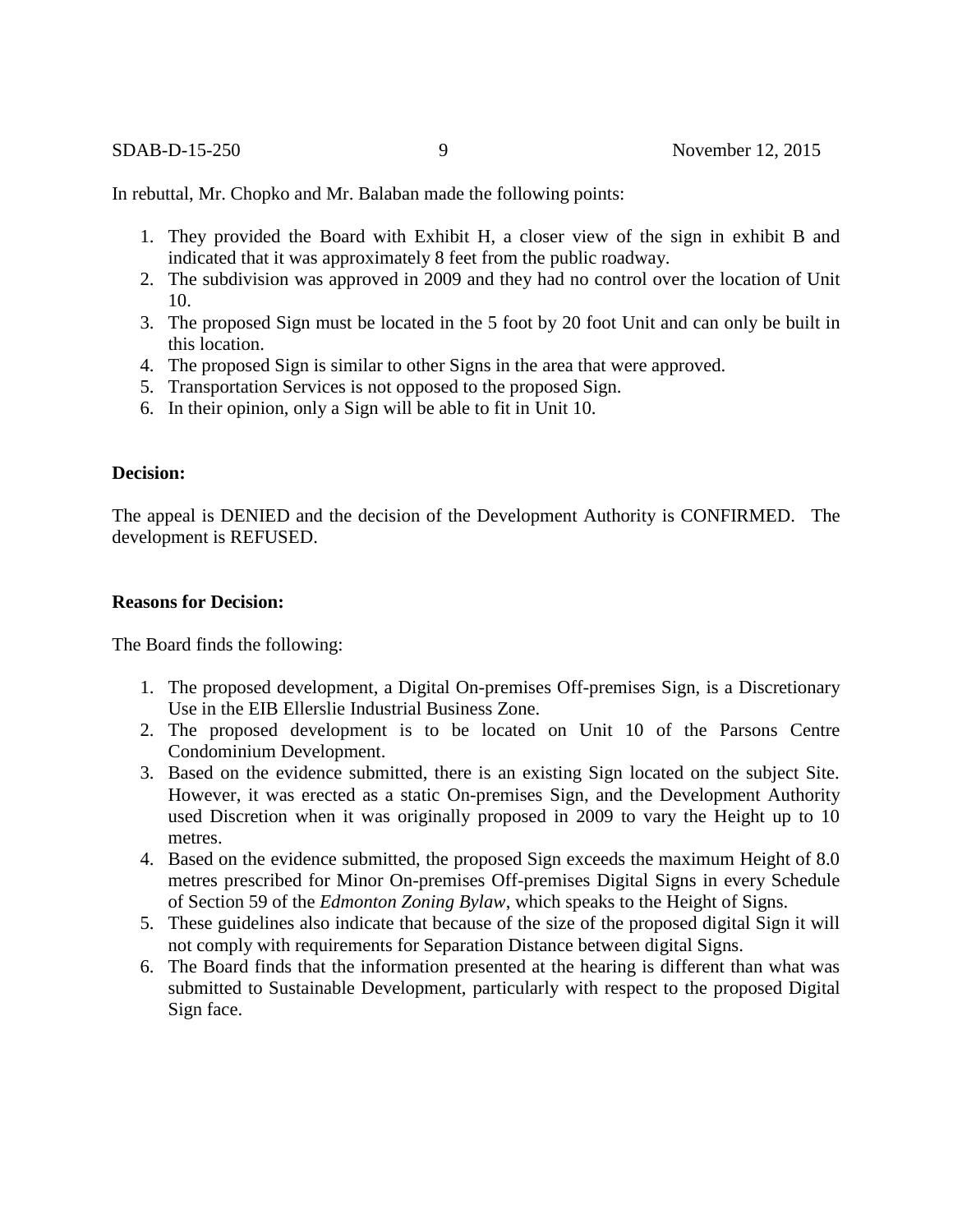In rebuttal, Mr. Chopko and Mr. Balaban made the following points:

1. They provided the Board with Exhibit H, a closer view of the sign in exhibit B and indicated that it was approximately 8 feet from the public roadway.
2. The subdivision was approved in 2009 and they had no control over the location of Unit 10.
3. The proposed Sign must be located in the 5 foot by 20 foot Unit and can only be built in this location.
4. The proposed Sign is similar to other Signs in the area that were approved.
5. Transportation Services is not opposed to the proposed Sign.
6. In their opinion, only a Sign will be able to fit in Unit 10.

**Decision:**

The appeal is DENIED and the decision of the Development Authority is CONFIRMED. The development is REFUSED.

**Reasons for Decision:**

The Board finds the following:

1. The proposed development, a Digital On-premises Off-premises Sign, is a Discretionary Use in the EIB Ellerslie Industrial Business Zone.
2. The proposed development is to be located on Unit 10 of the Parsons Centre Condominium Development.
3. Based on the evidence submitted, there is an existing Sign located on the subject Site. However, it was erected as a static On-premises Sign, and the Development Authority used Discretion when it was originally proposed in 2009 to vary the Height up to 10 metres.
4. Based on the evidence submitted, the proposed Sign exceeds the maximum Height of 8.0 metres prescribed for Minor On-premises Off-premises Digital Signs in every Schedule of Section 59 of the *Edmonton Zoning Bylaw*, which speaks to the Height of Signs.
5. These guidelines also indicate that because of the size of the proposed digital Sign it will not comply with requirements for Separation Distance between digital Signs.
6. The Board finds that the information presented at the hearing is different than what was submitted to Sustainable Development, particularly with respect to the proposed Digital Sign face.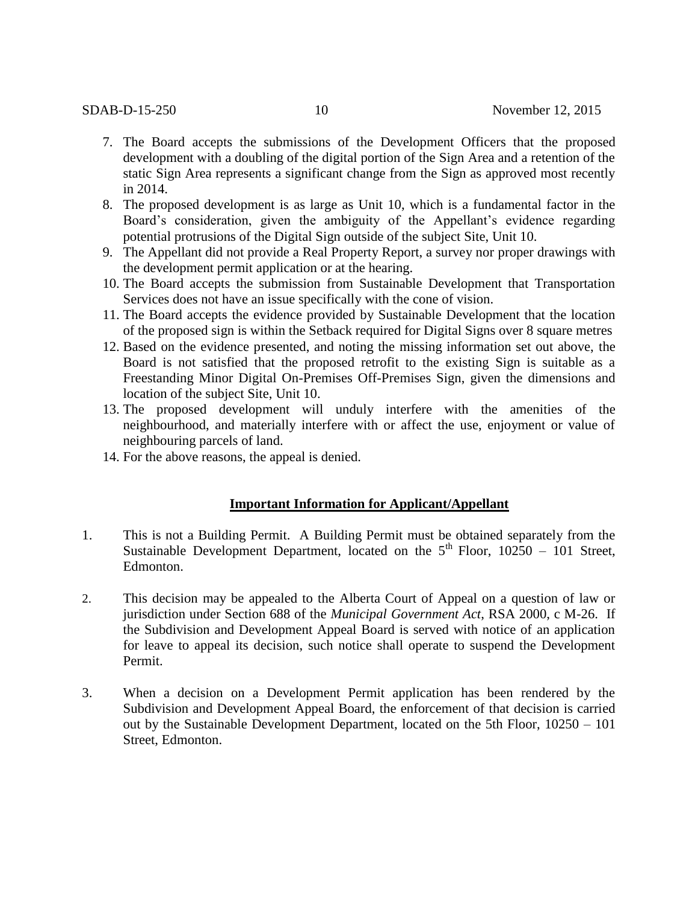7. The Board accepts the submissions of the Development Officers that the proposed development with a doubling of the digital portion of the Sign Area and a retention of the static Sign Area represents a significant change from the Sign as approved most recently in 2014.
8. The proposed development is as large as Unit 10, which is a fundamental factor in the Board's consideration, given the ambiguity of the Appellant's evidence regarding potential protrusions of the Digital Sign outside of the subject Site, Unit 10.
9. The Appellant did not provide a Real Property Report, a survey nor proper drawings with the development permit application or at the hearing.
10. The Board accepts the submission from Sustainable Development that Transportation Services does not have an issue specifically with the cone of vision.
11. The Board accepts the evidence provided by Sustainable Development that the location of the proposed sign is within the Setback required for Digital Signs over 8 square metres
12. Based on the evidence presented, and noting the missing information set out above, the Board is not satisfied that the proposed retrofit to the existing Sign is suitable as a Freestanding Minor Digital On-Premises Off-Premises Sign, given the dimensions and location of the subject Site, Unit 10.
13. The proposed development will unduly interfere with the amenities of the neighbourhood, and materially interfere with or affect the use, enjoyment or value of neighbouring parcels of land.
14. For the above reasons, the appeal is denied.

## **Important Information for Applicant/Appellant**

1. This is not a Building Permit. A Building Permit must be obtained separately from the Sustainable Development Department, located on the 5th Floor, 10250 – 101 Street, Edmonton.

2. This decision may be appealed to the Alberta Court of Appeal on a question of law or jurisdiction under Section 688 of the *Municipal Government Act*, RSA 2000, c M-26. If the Subdivision and Development Appeal Board is served with notice of an application for leave to appeal its decision, such notice shall operate to suspend the Development Permit.

3. When a decision on a Development Permit application has been rendered by the Subdivision and Development Appeal Board, the enforcement of that decision is carried out by the Sustainable Development Department, located on the 5th Floor, 10250 – 101 Street, Edmonton.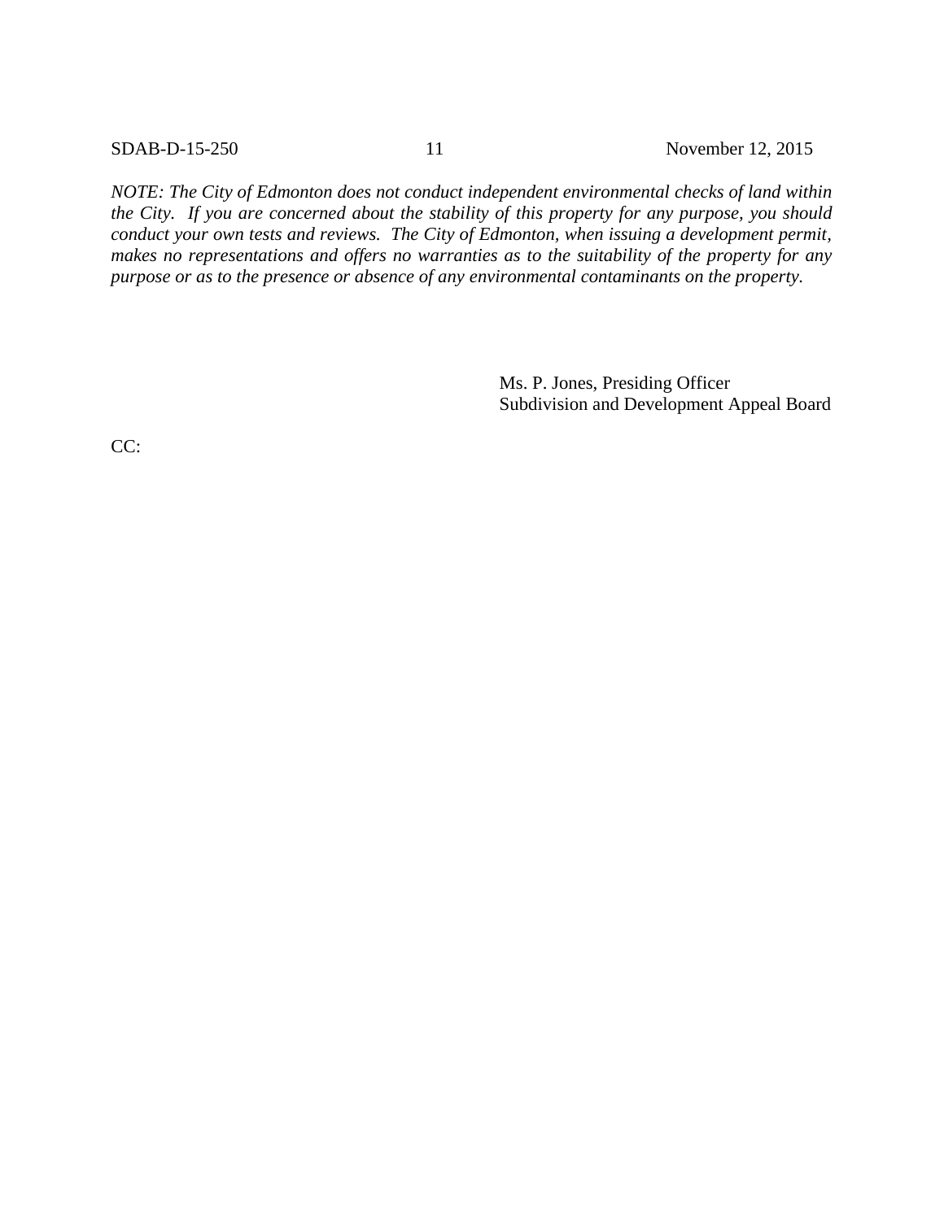*NOTE: The City of Edmonton does not conduct independent environmental checks of land within the City. If you are concerned about the stability of this property for any purpose, you should conduct your own tests and reviews. The City of Edmonton, when issuing a development permit, makes no representations and offers no warranties as to the suitability of the property for any purpose or as to the presence or absence of any environmental contaminants on the property.*

Ms. P. Jones, Presiding Officer
Subdivision and Development Appeal Board

CC: